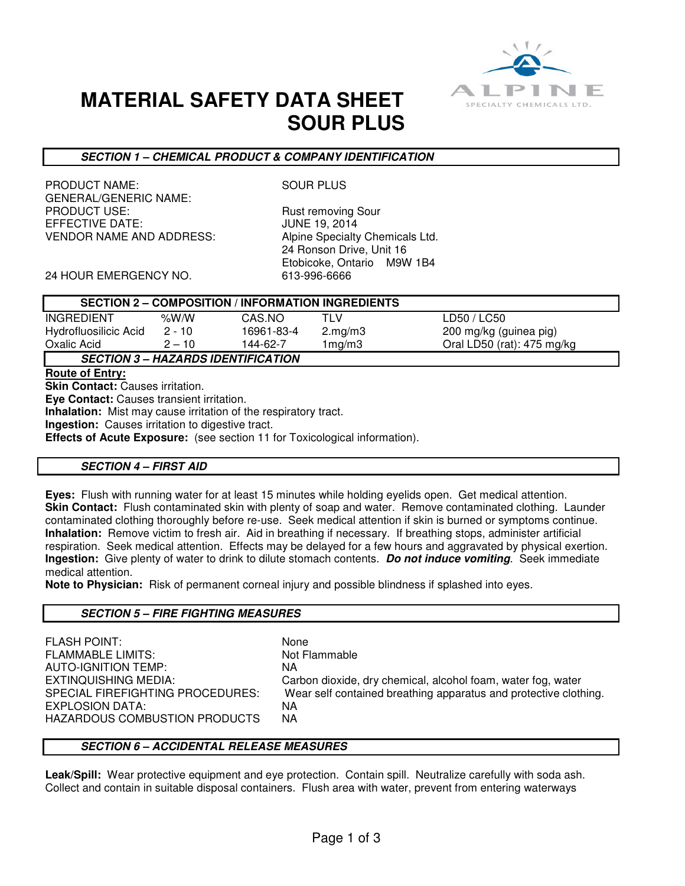# MATERIAL SAFETY DATA SHEET
# SOUR PLUS

## SECTION 1 – CHEMICAL PRODUCT & COMPANY IDENTIFICATION

| | |
|---|---|
| PRODUCT NAME: | SOUR PLUS |
| GENERAL/GENERIC NAME: | |
| PRODUCT USE: | Rust removing Sour |
| EFFECTIVE DATE: | JUNE 19, 2014 |
| VENDOR NAME AND ADDRESS: | Alpine Specialty Chemicals Ltd.<br>24 Ronson Drive, Unit 16<br>Etobicoke, Ontario M9W 1B4 |
| 24 HOUR EMERGENCY NO. | 613-996-6666 |

## SECTION 2 – COMPOSITION / INFORMATION INGREDIENTS

| INGREDIENT | %W/W | CAS.NO | TLV | LD50 / LC50 |
|---|---|---|---|---|
| Hydrofluosilicic Acid | 2 - 10 | 16961-83-4 | 2.mg/m3 | 200 mg/kg (guinea pig) |
| Oxalic Acid | 2 – 10 | 144-62-7 | 1mg/m3 | Oral LD50 (rat): 475 mg/kg |

## SECTION 3 – HAZARDS IDENTIFICATION

**Route of Entry:**

**Skin Contact:** Causes irritation.

**Eye Contact:** Causes transient irritation.

**Inhalation:** Mist may cause irritation of the respiratory tract.

**Ingestion:** Causes irritation to digestive tract.

**Effects of Acute Exposure:** (see section 11 for Toxicological information).

## SECTION 4 – FIRST AID

**Eyes:** Flush with running water for at least 15 minutes while holding eyelids open. Get medical attention.

**Skin Contact:** Flush contaminated skin with plenty of soap and water. Remove contaminated clothing. Launder contaminated clothing thoroughly before re-use. Seek medical attention if skin is burned or symptoms continue.

**Inhalation:** Remove victim to fresh air. Aid in breathing if necessary. If breathing stops, administer artificial respiration. Seek medical attention. Effects may be delayed for a few hours and aggravated by physical exertion.

**Ingestion:** Give plenty of water to drink to dilute stomach contents. ***Do not induce vomiting***. Seek immediate medical attention.

**Note to Physician:** Risk of permanent corneal injury and possible blindness if splashed into eyes.

## SECTION 5 – FIRE FIGHTING MEASURES

| | |
|---|---|
| FLASH POINT: | None |
| FLAMMABLE LIMITS: | Not Flammable |
| AUTO-IGNITION TEMP: | NA |
| EXTINQUISHING MEDIA: | Carbon dioxide, dry chemical, alcohol foam, water fog, water |
| SPECIAL FIREFIGHTING PROCEDURES: | Wear self contained breathing apparatus and protective clothing. |
| EXPLOSION DATA: | NA |
| HAZARDOUS COMBUSTION PRODUCTS | NA |

## SECTION 6 – ACCIDENTAL RELEASE MEASURES

**Leak/Spill:** Wear protective equipment and eye protection. Contain spill. Neutralize carefully with soda ash. Collect and contain in suitable disposal containers. Flush area with water, prevent from entering waterways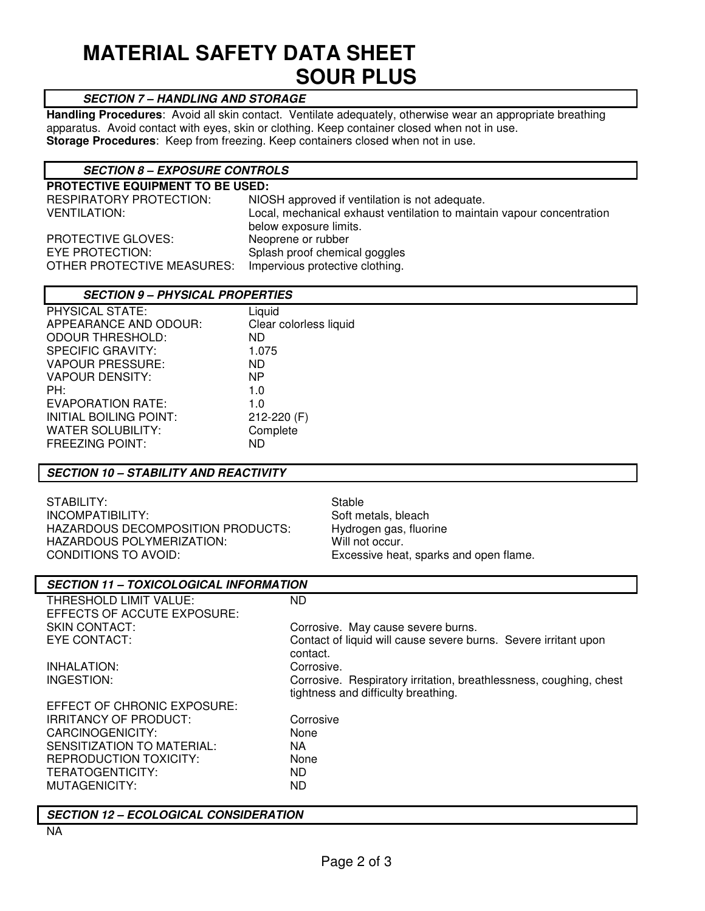# MATERIAL SAFETY DATA SHEET
# SOUR PLUS

## *SECTION 7 – HANDLING AND STORAGE*

**Handling Procedures**: Avoid all skin contact. Ventilate adequately, otherwise wear an appropriate breathing apparatus. Avoid contact with eyes, skin or clothing. Keep container closed when not in use.
**Storage Procedures**: Keep from freezing. Keep containers closed when not in use.

## *SECTION 8 – EXPOSURE CONTROLS*

**PROTECTIVE EQUIPMENT TO BE USED:**

| | |
|---|---|
| RESPIRATORY PROTECTION: | NIOSH approved if ventilation is not adequate. |
| VENTILATION: | Local, mechanical exhaust ventilation to maintain vapour concentration below exposure limits. |
| PROTECTIVE GLOVES: | Neoprene or rubber |
| EYE PROTECTION: | Splash proof chemical goggles |
| OTHER PROTECTIVE MEASURES: | Impervious protective clothing. |

## *SECTION 9 – PHYSICAL PROPERTIES*

| | |
|---|---|
| PHYSICAL STATE: | Liquid |
| APPEARANCE AND ODOUR: | Clear colorless liquid |
| ODOUR THRESHOLD: | ND |
| SPECIFIC GRAVITY: | 1.075 |
| VAPOUR PRESSURE: | ND |
| VAPOUR DENSITY: | NP |
| PH: | 1.0 |
| EVAPORATION RATE: | 1.0 |
| INITIAL BOILING POINT: | 212-220 (F) |
| WATER SOLUBILITY: | Complete |
| FREEZING POINT: | ND |

## *SECTION 10 – STABILITY AND REACTIVITY*

| | |
|---|---|
| STABILITY: | Stable |
| INCOMPATIBILITY: | Soft metals, bleach |
| HAZARDOUS DECOMPOSITION PRODUCTS: | Hydrogen gas, fluorine |
| HAZARDOUS POLYMERIZATION: | Will not occur. |
| CONDITIONS TO AVOID: | Excessive heat, sparks and open flame. |

## *SECTION 11 – TOXICOLOGICAL INFORMATION*

| | |
|---|---|
| THRESHOLD LIMIT VALUE: | ND |
| EFFECTS OF ACCUTE EXPOSURE: | |
| SKIN CONTACT: | Corrosive. May cause severe burns. |
| EYE CONTACT: | Contact of liquid will cause severe burns. Severe irritant upon contact. |
| INHALATION: | Corrosive. |
| INGESTION: | Corrosive. Respiratory irritation, breathlessness, coughing, chest tightness and difficulty breathing. |
| EFFECT OF CHRONIC EXPOSURE: | |
| IRRITANCY OF PRODUCT: | Corrosive |
| CARCINOGENICITY: | None |
| SENSITIZATION TO MATERIAL: | NA |
| REPRODUCTION TOXICITY: | None |
| TERATOGENTICITY: | ND |
| MUTAGENICITY: | ND |

## *SECTION 12 – ECOLOGICAL CONSIDERATION*

NA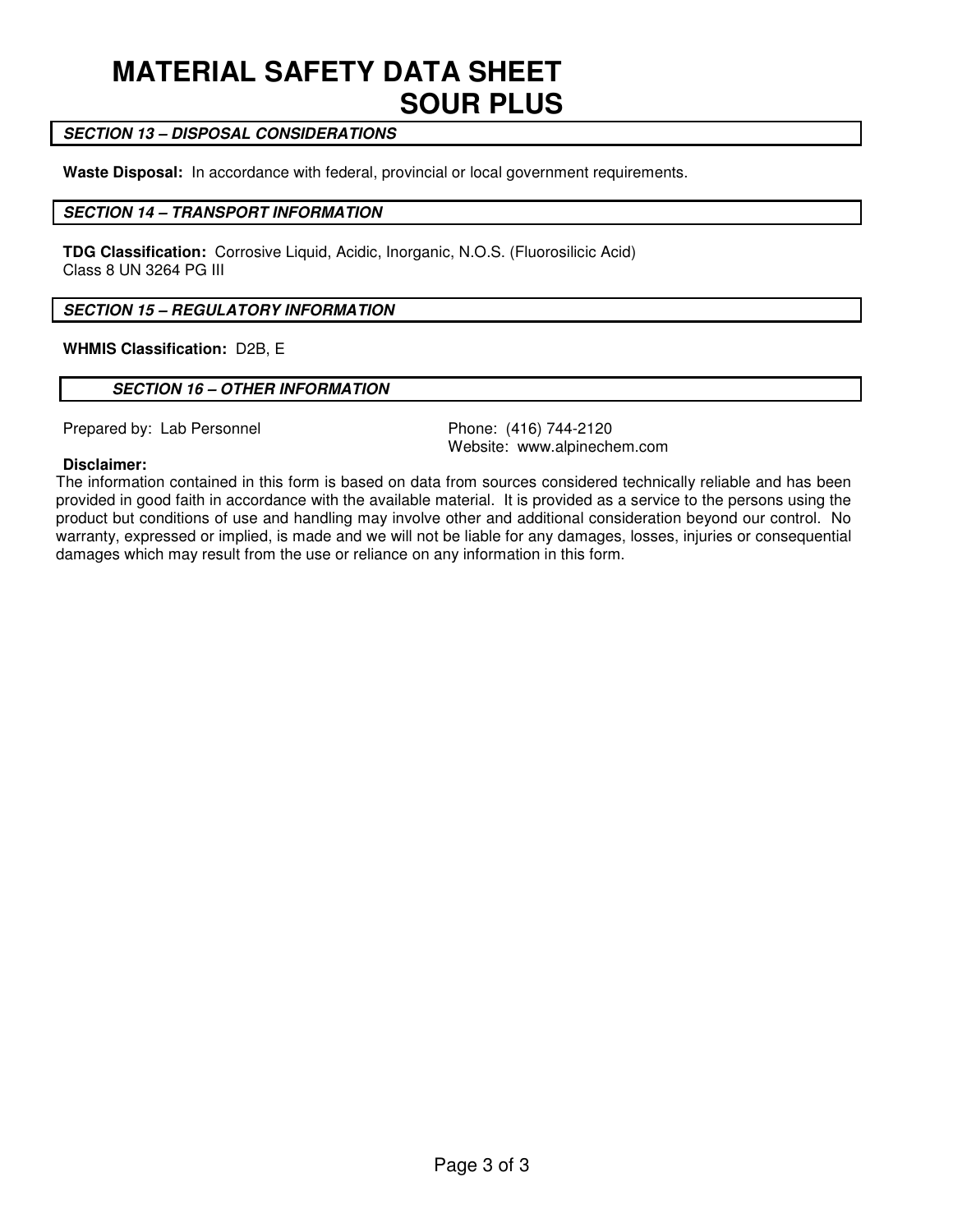# MATERIAL SAFETY DATA SHEET
# SOUR PLUS

## SECTION 13 – DISPOSAL CONSIDERATIONS

**Waste Disposal:** In accordance with federal, provincial or local government requirements.

## SECTION 14 – TRANSPORT INFORMATION

**TDG Classification:** Corrosive Liquid, Acidic, Inorganic, N.O.S. (Fluorosilicic Acid)
Class 8 UN 3264 PG III

## SECTION 15 – REGULATORY INFORMATION

**WHMIS Classification:** D2B, E

## SECTION 16 – OTHER INFORMATION

Prepared by: Lab Personnel

Phone: (416) 744-2120
Website: www.alpinechem.com

**Disclaimer:**
The information contained in this form is based on data from sources considered technically reliable and has been provided in good faith in accordance with the available material. It is provided as a service to the persons using the product but conditions of use and handling may involve other and additional consideration beyond our control. No warranty, expressed or implied, is made and we will not be liable for any damages, losses, injuries or consequential damages which may result from the use or reliance on any information in this form.